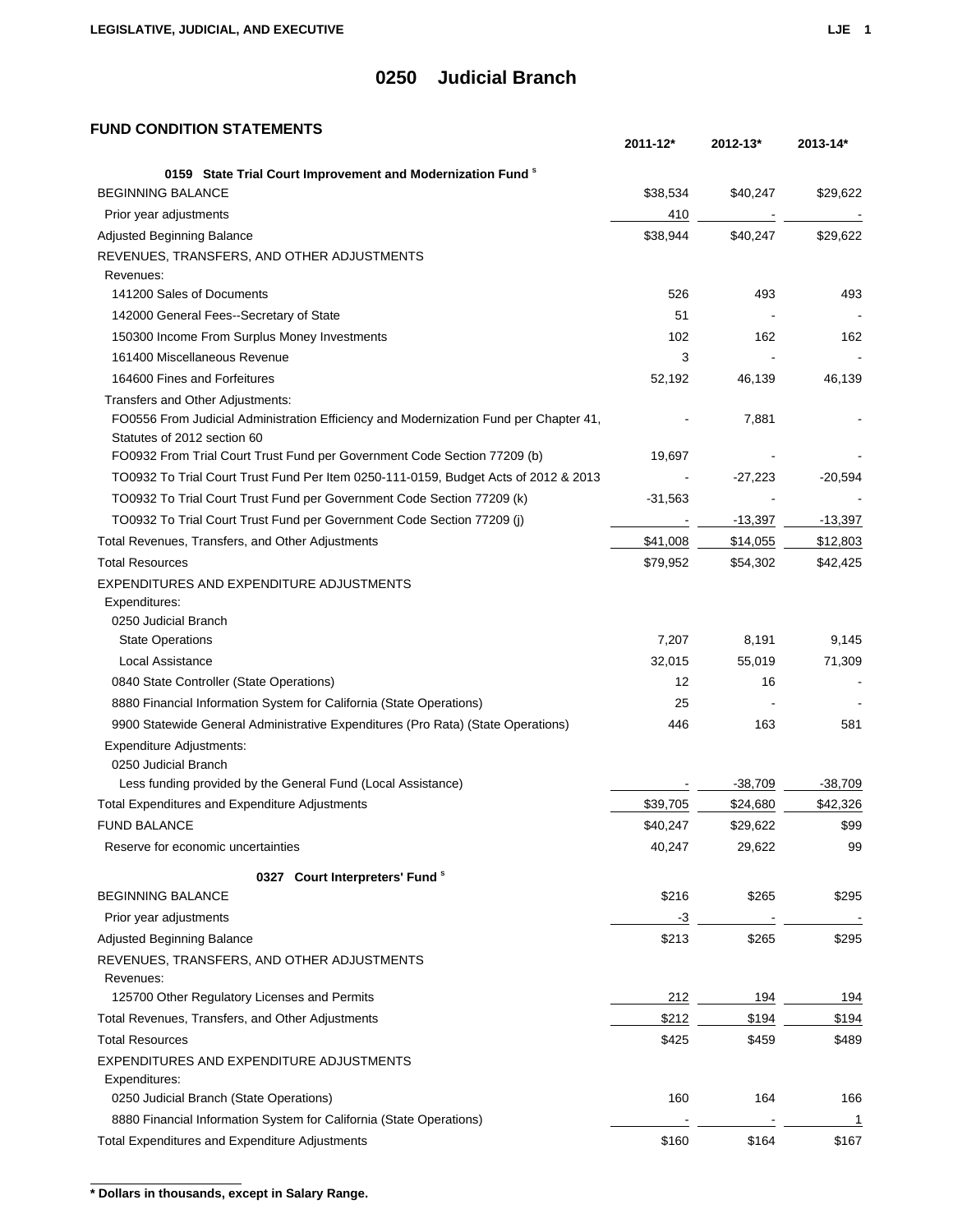# 0250 Judicial Branch

## FUND CONDITION STATEMENTS

| | 2011-12* | 2012-13* | 2013-14* |
|---|---|---|---|
| **0159 State Trial Court Improvement and Modernization Fund** [s] | | | |
| BEGINNING BALANCE | $38,534 | $40,247 | $29,622 |
| Prior year adjustments | 410 | - | - |
| Adjusted Beginning Balance | $38,944 | $40,247 | $29,622 |
| REVENUES, TRANSFERS, AND OTHER ADJUSTMENTS | | | |
| Revenues: | | | |
| 141200 Sales of Documents | 526 | 493 | 493 |
| 142000 General Fees--Secretary of State | 51 | - | - |
| 150300 Income From Surplus Money Investments | 102 | 162 | 162 |
| 161400 Miscellaneous Revenue | 3 | - | - |
| 164600 Fines and Forfeitures | 52,192 | 46,139 | 46,139 |
| Transfers and Other Adjustments: | | | |
| FO0556 From Judicial Administration Efficiency and Modernization Fund per Chapter 41, Statutes of 2012 section 60 | - | 7,881 | - |
| FO0932 From Trial Court Trust Fund per Government Code Section 77209 (b) | 19,697 | - | - |
| TO0932 To Trial Court Trust Fund Per Item 0250-111-0159, Budget Acts of 2012 & 2013 | - | -27,223 | -20,594 |
| TO0932 To Trial Court Trust Fund per Government Code Section 77209 (k) | -31,563 | - | - |
| TO0932 To Trial Court Trust Fund per Government Code Section 77209 (j) | - | -13,397 | -13,397 |
| Total Revenues, Transfers, and Other Adjustments | $41,008 | $14,055 | $12,803 |
| Total Resources | $79,952 | $54,302 | $42,425 |
| EXPENDITURES AND EXPENDITURE ADJUSTMENTS | | | |
| Expenditures: | | | |
| 0250 Judicial Branch | | | |
| State Operations | 7,207 | 8,191 | 9,145 |
| Local Assistance | 32,015 | 55,019 | 71,309 |
| 0840 State Controller (State Operations) | 12 | 16 | - |
| 8880 Financial Information System for California (State Operations) | 25 | - | - |
| 9900 Statewide General Administrative Expenditures (Pro Rata) (State Operations) | 446 | 163 | 581 |
| Expenditure Adjustments: | | | |
| 0250 Judicial Branch | | | |
| Less funding provided by the General Fund (Local Assistance) | - | -38,709 | -38,709 |
| Total Expenditures and Expenditure Adjustments | $39,705 | $24,680 | $42,326 |
| FUND BALANCE | $40,247 | $29,622 | $99 |
| Reserve for economic uncertainties | 40,247 | 29,622 | 99 |
| **0327 Court Interpreters' Fund** [s] | | | |
| BEGINNING BALANCE | $216 | $265 | $295 |
| Prior year adjustments | -3 | - | - |
| Adjusted Beginning Balance | $213 | $265 | $295 |
| REVENUES, TRANSFERS, AND OTHER ADJUSTMENTS | | | |
| Revenues: | | | |
| 125700 Other Regulatory Licenses and Permits | 212 | 194 | 194 |
| Total Revenues, Transfers, and Other Adjustments | $212 | $194 | $194 |
| Total Resources | $425 | $459 | $489 |
| EXPENDITURES AND EXPENDITURE ADJUSTMENTS | | | |
| Expenditures: | | | |
| 0250 Judicial Branch (State Operations) | 160 | 164 | 166 |
| 8880 Financial Information System for California (State Operations) | - | - | 1 |
| Total Expenditures and Expenditure Adjustments | $160 | $164 | $167 |

**\* Dollars in thousands, except in Salary Range.**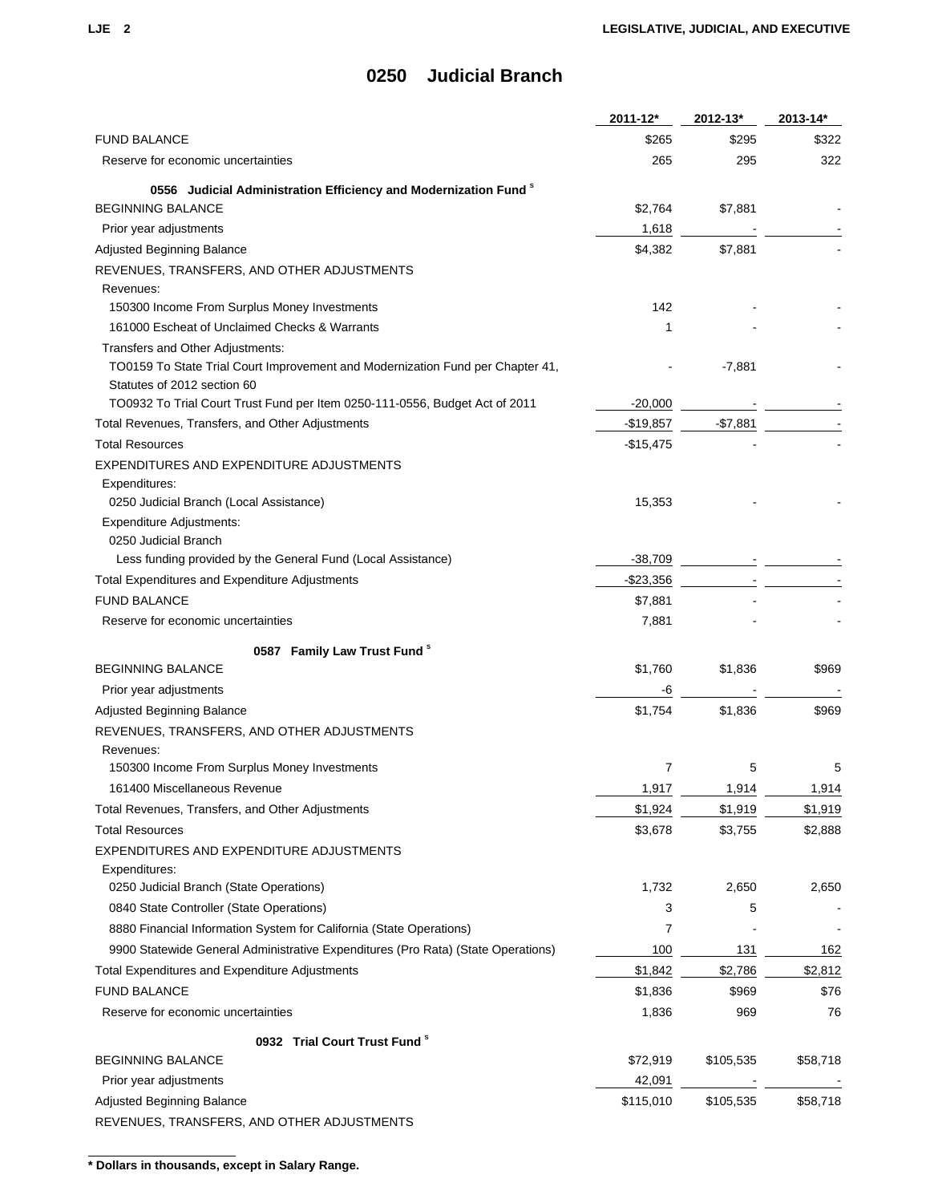# 0250 Judicial Branch

| | 2011-12* | 2012-13* | 2013-14* |
|---|---|---|---|
| FUND BALANCE | $265 | $295 | $322 |
| Reserve for economic uncertainties | 265 | 295 | 322 |
| **0556 Judicial Administration Efficiency and Modernization Fund** [s] | | | |
| BEGINNING BALANCE | $2,764 | $7,881 | - |
| Prior year adjustments | 1,618 | - | - |
| Adjusted Beginning Balance | $4,382 | $7,881 | - |
| REVENUES, TRANSFERS, AND OTHER ADJUSTMENTS | | | |
| Revenues: | | | |
| 150300 Income From Surplus Money Investments | 142 | - | - |
| 161000 Escheat of Unclaimed Checks & Warrants | 1 | - | - |
| Transfers and Other Adjustments: | | | |
| TO0159 To State Trial Court Improvement and Modernization Fund per Chapter 41, Statutes of 2012 section 60 | - | -7,881 | - |
| TO0932 To Trial Court Trust Fund per Item 0250-111-0556, Budget Act of 2011 | -20,000 | - | - |
| Total Revenues, Transfers, and Other Adjustments | -$19,857 | -$7,881 | - |
| Total Resources | -$15,475 | - | - |
| EXPENDITURES AND EXPENDITURE ADJUSTMENTS | | | |
| Expenditures: | | | |
| 0250 Judicial Branch (Local Assistance) | 15,353 | - | - |
| Expenditure Adjustments: | | | |
| 0250 Judicial Branch | | | |
| Less funding provided by the General Fund (Local Assistance) | -38,709 | - | - |
| Total Expenditures and Expenditure Adjustments | -$23,356 | - | - |
| FUND BALANCE | $7,881 | - | - |
| Reserve for economic uncertainties | 7,881 | - | - |
| **0587 Family Law Trust Fund** [s] | | | |
| BEGINNING BALANCE | $1,760 | $1,836 | $969 |
| Prior year adjustments | -6 | - | - |
| Adjusted Beginning Balance | $1,754 | $1,836 | $969 |
| REVENUES, TRANSFERS, AND OTHER ADJUSTMENTS | | | |
| Revenues: | | | |
| 150300 Income From Surplus Money Investments | 7 | 5 | 5 |
| 161400 Miscellaneous Revenue | 1,917 | 1,914 | 1,914 |
| Total Revenues, Transfers, and Other Adjustments | $1,924 | $1,919 | $1,919 |
| Total Resources | $3,678 | $3,755 | $2,888 |
| EXPENDITURES AND EXPENDITURE ADJUSTMENTS | | | |
| Expenditures: | | | |
| 0250 Judicial Branch (State Operations) | 1,732 | 2,650 | 2,650 |
| 0840 State Controller (State Operations) | 3 | 5 | - |
| 8880 Financial Information System for California (State Operations) | 7 | - | - |
| 9900 Statewide General Administrative Expenditures (Pro Rata) (State Operations) | 100 | 131 | 162 |
| Total Expenditures and Expenditure Adjustments | $1,842 | $2,786 | $2,812 |
| FUND BALANCE | $1,836 | $969 | $76 |
| Reserve for economic uncertainties | 1,836 | 969 | 76 |
| **0932 Trial Court Trust Fund** [s] | | | |
| BEGINNING BALANCE | $72,919 | $105,535 | $58,718 |
| Prior year adjustments | 42,091 | - | - |
| Adjusted Beginning Balance | $115,010 | $105,535 | $58,718 |
| REVENUES, TRANSFERS, AND OTHER ADJUSTMENTS | | | |

**\* Dollars in thousands, except in Salary Range.**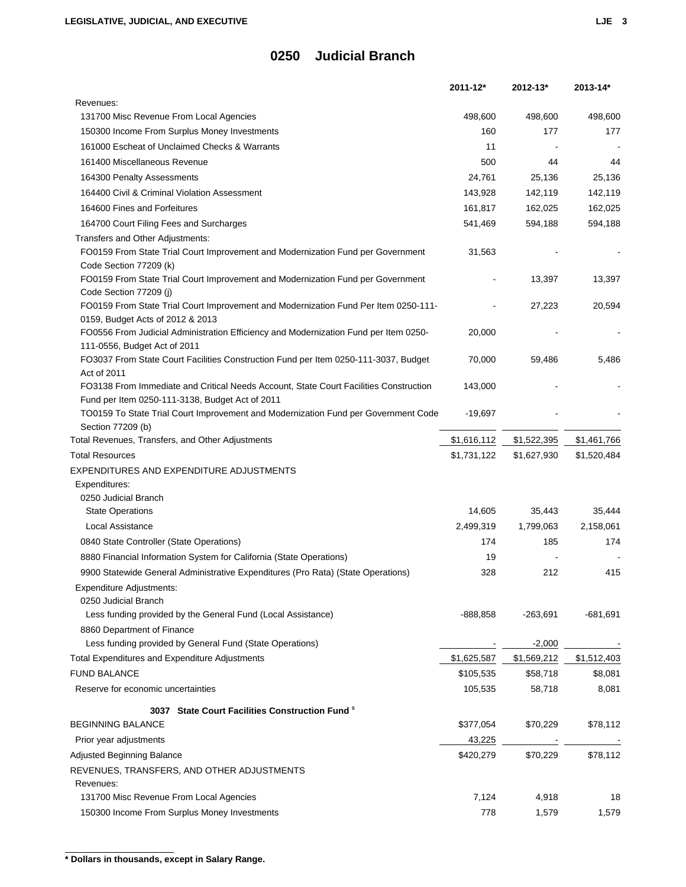# 0250 Judicial Branch

| | 2011-12* | 2012-13* | 2013-14* |
|---|---|---|---|
| Revenues: | | | |
| 131700 Misc Revenue From Local Agencies | 498,600 | 498,600 | 498,600 |
| 150300 Income From Surplus Money Investments | 160 | 177 | 177 |
| 161000 Escheat of Unclaimed Checks & Warrants | 11 | - | - |
| 161400 Miscellaneous Revenue | 500 | 44 | 44 |
| 164300 Penalty Assessments | 24,761 | 25,136 | 25,136 |
| 164400 Civil & Criminal Violation Assessment | 143,928 | 142,119 | 142,119 |
| 164600 Fines and Forfeitures | 161,817 | 162,025 | 162,025 |
| 164700 Court Filing Fees and Surcharges | 541,469 | 594,188 | 594,188 |
| Transfers and Other Adjustments: | | | |
| FO0159 From State Trial Court Improvement and Modernization Fund per Government Code Section 77209 (k) | 31,563 | - | - |
| FO0159 From State Trial Court Improvement and Modernization Fund per Government Code Section 77209 (j) | - | 13,397 | 13,397 |
| FO0159 From State Trial Court Improvement and Modernization Fund Per Item 0250-111-0159, Budget Acts of 2012 & 2013 | - | 27,223 | 20,594 |
| FO0556 From Judicial Administration Efficiency and Modernization Fund per Item 0250-111-0556, Budget Act of 2011 | 20,000 | - | - |
| FO3037 From State Court Facilities Construction Fund per Item 0250-111-3037, Budget Act of 2011 | 70,000 | 59,486 | 5,486 |
| FO3138 From Immediate and Critical Needs Account, State Court Facilities Construction Fund per Item 0250-111-3138, Budget Act of 2011 | 143,000 | - | - |
| TO0159 To State Trial Court Improvement and Modernization Fund per Government Code Section 77209 (b) | -19,697 | - | - |
| Total Revenues, Transfers, and Other Adjustments | $1,616,112 | $1,522,395 | $1,461,766 |
| Total Resources | $1,731,122 | $1,627,930 | $1,520,484 |
| EXPENDITURES AND EXPENDITURE ADJUSTMENTS | | | |
| Expenditures: | | | |
| 0250 Judicial Branch | | | |
| State Operations | 14,605 | 35,443 | 35,444 |
| Local Assistance | 2,499,319 | 1,799,063 | 2,158,061 |
| 0840 State Controller (State Operations) | 174 | 185 | 174 |
| 8880 Financial Information System for California (State Operations) | 19 | - | - |
| 9900 Statewide General Administrative Expenditures (Pro Rata) (State Operations) | 328 | 212 | 415 |
| Expenditure Adjustments: | | | |
| 0250 Judicial Branch | | | |
| Less funding provided by the General Fund (Local Assistance) | -888,858 | -263,691 | -681,691 |
| 8860 Department of Finance | | | |
| Less funding provided by General Fund (State Operations) | - | -2,000 | - |
| Total Expenditures and Expenditure Adjustments | $1,625,587 | $1,569,212 | $1,512,403 |
| FUND BALANCE | $105,535 | $58,718 | $8,081 |
| Reserve for economic uncertainties | 105,535 | 58,718 | 8,081 |
| **3037 State Court Facilities Construction Fund** [s] | | | |
| BEGINNING BALANCE | $377,054 | $70,229 | $78,112 |
| Prior year adjustments | 43,225 | - | - |
| Adjusted Beginning Balance | $420,279 | $70,229 | $78,112 |
| REVENUES, TRANSFERS, AND OTHER ADJUSTMENTS | | | |
| Revenues: | | | |
| 131700 Misc Revenue From Local Agencies | 7,124 | 4,918 | 18 |
| 150300 Income From Surplus Money Investments | 778 | 1,579 | 1,579 |

**\* Dollars in thousands, except in Salary Range.**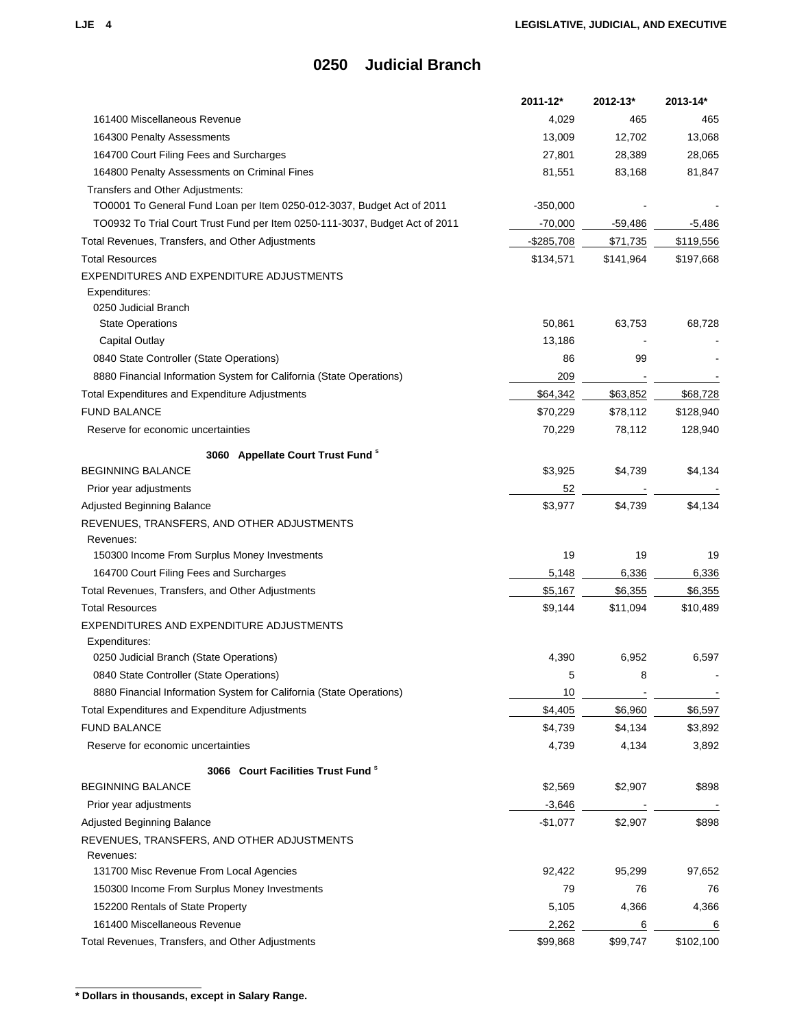# 0250 Judicial Branch

| | 2011-12* | 2012-13* | 2013-14* |
|---|---|---|---|
| 161400 Miscellaneous Revenue | 4,029 | 465 | 465 |
| 164300 Penalty Assessments | 13,009 | 12,702 | 13,068 |
| 164700 Court Filing Fees and Surcharges | 27,801 | 28,389 | 28,065 |
| 164800 Penalty Assessments on Criminal Fines | 81,551 | 83,168 | 81,847 |
| Transfers and Other Adjustments: | | | |
| TO0001 To General Fund Loan per Item 0250-012-3037, Budget Act of 2011 | -350,000 | - | - |
| TO0932 To Trial Court Trust Fund per Item 0250-111-3037, Budget Act of 2011 | -70,000 | -59,486 | -5,486 |
| Total Revenues, Transfers, and Other Adjustments | -$285,708 | $71,735 | $119,556 |
| Total Resources | $134,571 | $141,964 | $197,668 |
| EXPENDITURES AND EXPENDITURE ADJUSTMENTS | | | |
| Expenditures: | | | |
| 0250 Judicial Branch | | | |
| State Operations | 50,861 | 63,753 | 68,728 |
| Capital Outlay | 13,186 | - | - |
| 0840 State Controller (State Operations) | 86 | 99 | - |
| 8880 Financial Information System for California (State Operations) | 209 | - | - |
| Total Expenditures and Expenditure Adjustments | $64,342 | $63,852 | $68,728 |
| FUND BALANCE | $70,229 | $78,112 | $128,940 |
| Reserve for economic uncertainties | 70,229 | 78,112 | 128,940 |
| **3060 Appellate Court Trust Fund [s]** | | | |
| BEGINNING BALANCE | $3,925 | $4,739 | $4,134 |
| Prior year adjustments | 52 | - | - |
| Adjusted Beginning Balance | $3,977 | $4,739 | $4,134 |
| REVENUES, TRANSFERS, AND OTHER ADJUSTMENTS | | | |
| Revenues: | | | |
| 150300 Income From Surplus Money Investments | 19 | 19 | 19 |
| 164700 Court Filing Fees and Surcharges | 5,148 | 6,336 | 6,336 |
| Total Revenues, Transfers, and Other Adjustments | $5,167 | $6,355 | $6,355 |
| Total Resources | $9,144 | $11,094 | $10,489 |
| EXPENDITURES AND EXPENDITURE ADJUSTMENTS | | | |
| Expenditures: | | | |
| 0250 Judicial Branch (State Operations) | 4,390 | 6,952 | 6,597 |
| 0840 State Controller (State Operations) | 5 | 8 | - |
| 8880 Financial Information System for California (State Operations) | 10 | - | - |
| Total Expenditures and Expenditure Adjustments | $4,405 | $6,960 | $6,597 |
| FUND BALANCE | $4,739 | $4,134 | $3,892 |
| Reserve for economic uncertainties | 4,739 | 4,134 | 3,892 |
| **3066 Court Facilities Trust Fund [s]** | | | |
| BEGINNING BALANCE | $2,569 | $2,907 | $898 |
| Prior year adjustments | -3,646 | - | - |
| Adjusted Beginning Balance | -$1,077 | $2,907 | $898 |
| REVENUES, TRANSFERS, AND OTHER ADJUSTMENTS | | | |
| Revenues: | | | |
| 131700 Misc Revenue From Local Agencies | 92,422 | 95,299 | 97,652 |
| 150300 Income From Surplus Money Investments | 79 | 76 | 76 |
| 152200 Rentals of State Property | 5,105 | 4,366 | 4,366 |
| 161400 Miscellaneous Revenue | 2,262 | 6 | 6 |
| Total Revenues, Transfers, and Other Adjustments | $99,868 | $99,747 | $102,100 |

**\* Dollars in thousands, except in Salary Range.**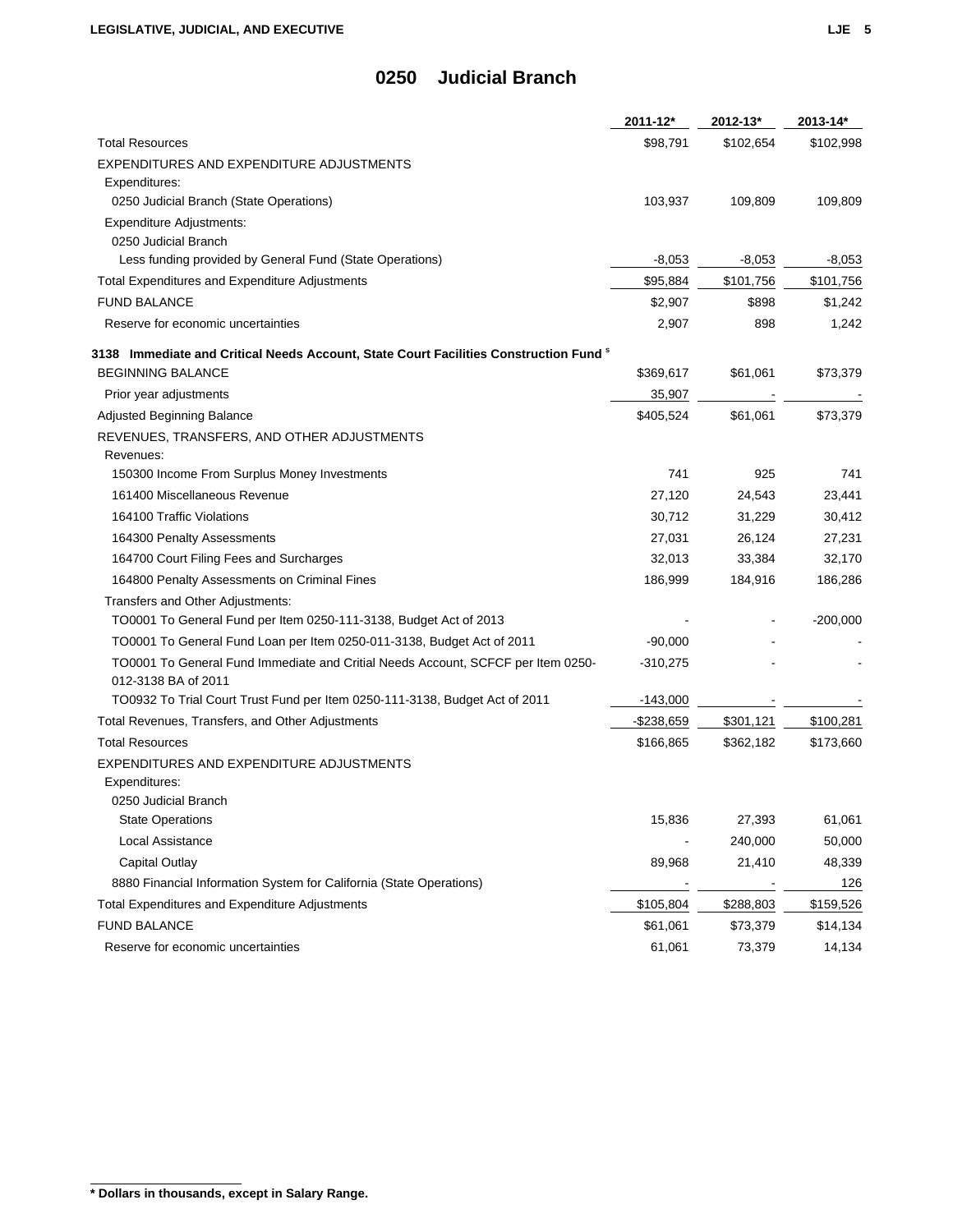# 0250 Judicial Branch

| | 2011-12* | 2012-13* | 2013-14* |
|---|---|---|---|
| Total Resources | $98,791 | $102,654 | $102,998 |
| EXPENDITURES AND EXPENDITURE ADJUSTMENTS | | | |
| Expenditures: | | | |
| 0250 Judicial Branch (State Operations) | 103,937 | 109,809 | 109,809 |
| Expenditure Adjustments: | | | |
| 0250 Judicial Branch | | | |
| Less funding provided by General Fund (State Operations) | -8,053 | -8,053 | -8,053 |
| Total Expenditures and Expenditure Adjustments | $95,884 | $101,756 | $101,756 |
| FUND BALANCE | $2,907 | $898 | $1,242 |
| Reserve for economic uncertainties | 2,907 | 898 | 1,242 |
| **3138 Immediate and Critical Needs Account, State Court Facilities Construction Fund** [s] | | | |
| BEGINNING BALANCE | $369,617 | $61,061 | $73,379 |
| Prior year adjustments | 35,907 | - | - |
| Adjusted Beginning Balance | $405,524 | $61,061 | $73,379 |
| REVENUES, TRANSFERS, AND OTHER ADJUSTMENTS | | | |
| Revenues: | | | |
| 150300 Income From Surplus Money Investments | 741 | 925 | 741 |
| 161400 Miscellaneous Revenue | 27,120 | 24,543 | 23,441 |
| 164100 Traffic Violations | 30,712 | 31,229 | 30,412 |
| 164300 Penalty Assessments | 27,031 | 26,124 | 27,231 |
| 164700 Court Filing Fees and Surcharges | 32,013 | 33,384 | 32,170 |
| 164800 Penalty Assessments on Criminal Fines | 186,999 | 184,916 | 186,286 |
| Transfers and Other Adjustments: | | | |
| TO0001 To General Fund per Item 0250-111-3138, Budget Act of 2013 | - | - | -200,000 |
| TO0001 To General Fund Loan per Item 0250-011-3138, Budget Act of 2011 | -90,000 | - | - |
| TO0001 To General Fund Immediate and Critial Needs Account, SCFCF per Item 0250-012-3138 BA of 2011 | -310,275 | - | - |
| TO0932 To Trial Court Trust Fund per Item 0250-111-3138, Budget Act of 2011 | -143,000 | - | - |
| Total Revenues, Transfers, and Other Adjustments | -$238,659 | $301,121 | $100,281 |
| Total Resources | $166,865 | $362,182 | $173,660 |
| EXPENDITURES AND EXPENDITURE ADJUSTMENTS | | | |
| Expenditures: | | | |
| 0250 Judicial Branch | | | |
| State Operations | 15,836 | 27,393 | 61,061 |
| Local Assistance | - | 240,000 | 50,000 |
| Capital Outlay | 89,968 | 21,410 | 48,339 |
| 8880 Financial Information System for California (State Operations) | - | - | 126 |
| Total Expenditures and Expenditure Adjustments | $105,804 | $288,803 | $159,526 |
| FUND BALANCE | $61,061 | $73,379 | $14,134 |
| Reserve for economic uncertainties | 61,061 | 73,379 | 14,134 |

**\* Dollars in thousands, except in Salary Range.**